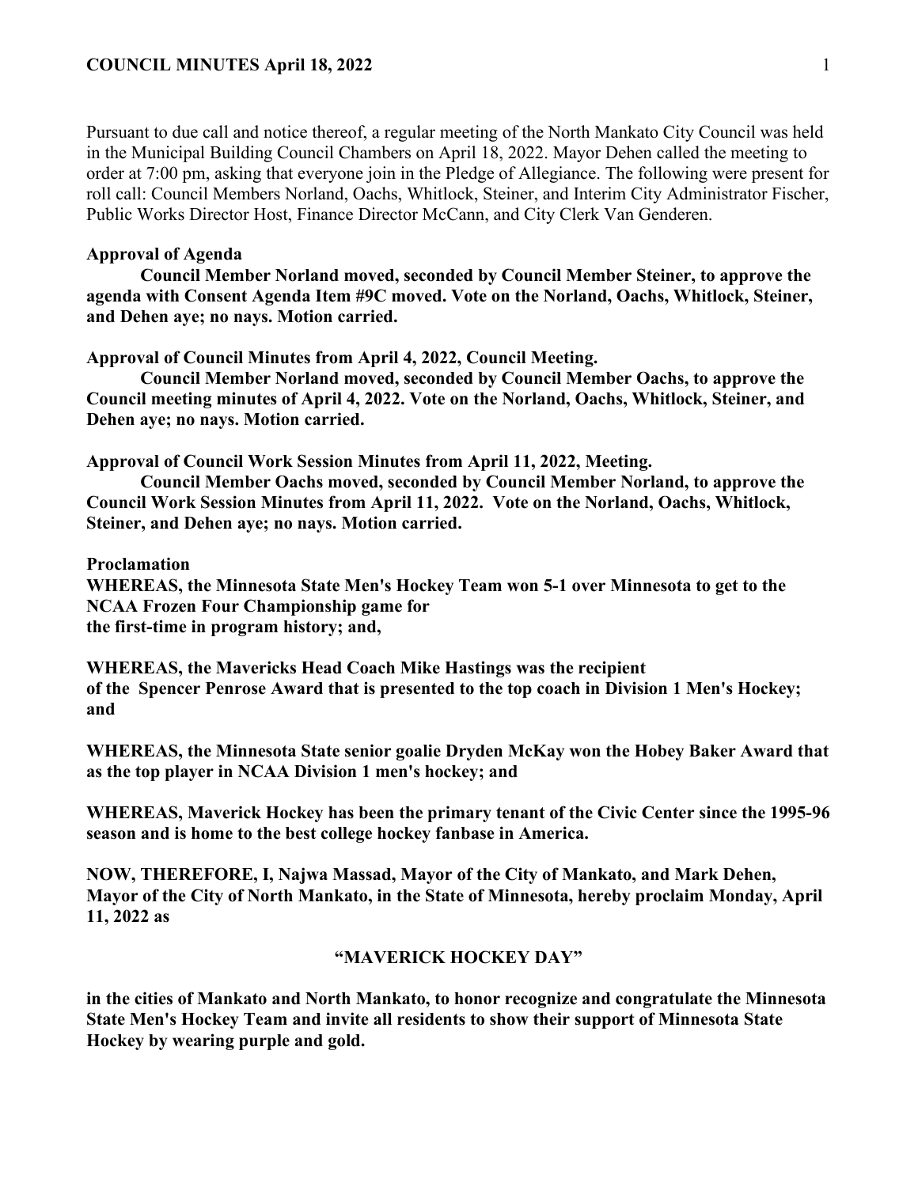Pursuant to due call and notice thereof, a regular meeting of the North Mankato City Council was held in the Municipal Building Council Chambers on April 18, 2022. Mayor Dehen called the meeting to order at 7:00 pm, asking that everyone join in the Pledge of Allegiance. The following were present for roll call: Council Members Norland, Oachs, Whitlock, Steiner, and Interim City Administrator Fischer, Public Works Director Host, Finance Director McCann, and City Clerk Van Genderen.

**Approval of Agenda**

**Council Member Norland moved, seconded by Council Member Steiner, to approve the agenda with Consent Agenda Item #9C moved. Vote on the Norland, Oachs, Whitlock, Steiner, and Dehen aye; no nays. Motion carried.**

**Approval of Council Minutes from April 4, 2022, Council Meeting.**

**Council Member Norland moved, seconded by Council Member Oachs, to approve the Council meeting minutes of April 4, 2022. Vote on the Norland, Oachs, Whitlock, Steiner, and Dehen aye; no nays. Motion carried.**

**Approval of Council Work Session Minutes from April 11, 2022, Meeting.**

**Council Member Oachs moved, seconded by Council Member Norland, to approve the Council Work Session Minutes from April 11, 2022. Vote on the Norland, Oachs, Whitlock, Steiner, and Dehen aye; no nays. Motion carried.**

**Proclamation**

**WHEREAS, the Minnesota State Men's Hockey Team won 5-1 over Minnesota to get to the NCAA Frozen Four Championship game for the first-time in program history; and,**

**WHEREAS, the Mavericks Head Coach Mike Hastings was the recipient of the Spencer Penrose Award that is presented to the top coach in Division 1 Men's Hockey; and**

**WHEREAS, the Minnesota State senior goalie Dryden McKay won the Hobey Baker Award that as the top player in NCAA Division 1 men's hockey; and**

**WHEREAS, Maverick Hockey has been the primary tenant of the Civic Center since the 1995-96 season and is home to the best college hockey fanbase in America.**

**NOW, THEREFORE, I, Najwa Massad, Mayor of the City of Mankato, and Mark Dehen, Mayor of the City of North Mankato, in the State of Minnesota, hereby proclaim Monday, April 11, 2022 as**

**"MAVERICK HOCKEY DAY"**

**in the cities of Mankato and North Mankato, to honor recognize and congratulate the Minnesota State Men's Hockey Team and invite all residents to show their support of Minnesota State Hockey by wearing purple and gold.**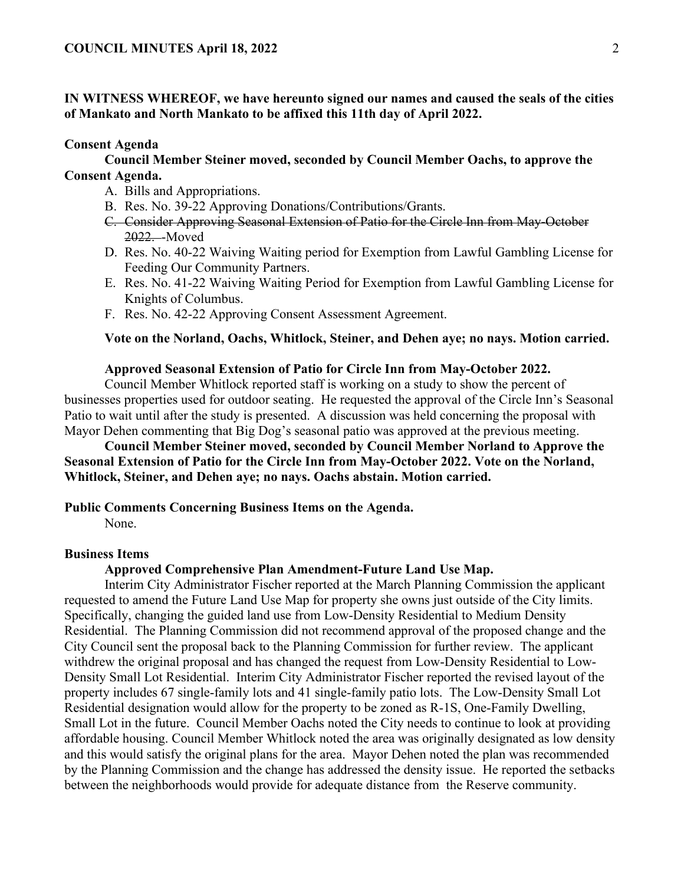**IN WITNESS WHEREOF, we have hereunto signed our names and caused the seals of the cities of Mankato and North Mankato to be affixed this 11th day of April 2022.**

**Consent Agenda**

**Council Member Steiner moved, seconded by Council Member Oachs, to approve the Consent Agenda.**

A. Bills and Appropriations.
B. Res. No. 39-22 Approving Donations/Contributions/Grants.
C. ~~Consider Approving Seasonal Extension of Patio for the Circle Inn from May-October 2022.~~ -Moved
D. Res. No. 40-22 Waiving Waiting period for Exemption from Lawful Gambling License for Feeding Our Community Partners.
E. Res. No. 41-22 Waiving Waiting Period for Exemption from Lawful Gambling License for Knights of Columbus.
F. Res. No. 42-22 Approving Consent Assessment Agreement.

**Vote on the Norland, Oachs, Whitlock, Steiner, and Dehen aye; no nays. Motion carried.**

**Approved Seasonal Extension of Patio for Circle Inn from May-October 2022.**

Council Member Whitlock reported staff is working on a study to show the percent of businesses properties used for outdoor seating. He requested the approval of the Circle Inn's Seasonal Patio to wait until after the study is presented. A discussion was held concerning the proposal with Mayor Dehen commenting that Big Dog's seasonal patio was approved at the previous meeting.

**Council Member Steiner moved, seconded by Council Member Norland to Approve the Seasonal Extension of Patio for the Circle Inn from May-October 2022. Vote on the Norland, Whitlock, Steiner, and Dehen aye; no nays. Oachs abstain. Motion carried.**

**Public Comments Concerning Business Items on the Agenda.**

None.

**Business Items**

**Approved Comprehensive Plan Amendment-Future Land Use Map.**

Interim City Administrator Fischer reported at the March Planning Commission the applicant requested to amend the Future Land Use Map for property she owns just outside of the City limits. Specifically, changing the guided land use from Low-Density Residential to Medium Density Residential. The Planning Commission did not recommend approval of the proposed change and the City Council sent the proposal back to the Planning Commission for further review. The applicant withdrew the original proposal and has changed the request from Low-Density Residential to Low-Density Small Lot Residential. Interim City Administrator Fischer reported the revised layout of the property includes 67 single-family lots and 41 single-family patio lots. The Low-Density Small Lot Residential designation would allow for the property to be zoned as R-1S, One-Family Dwelling, Small Lot in the future. Council Member Oachs noted the City needs to continue to look at providing affordable housing. Council Member Whitlock noted the area was originally designated as low density and this would satisfy the original plans for the area. Mayor Dehen noted the plan was recommended by the Planning Commission and the change has addressed the density issue. He reported the setbacks between the neighborhoods would provide for adequate distance from the Reserve community.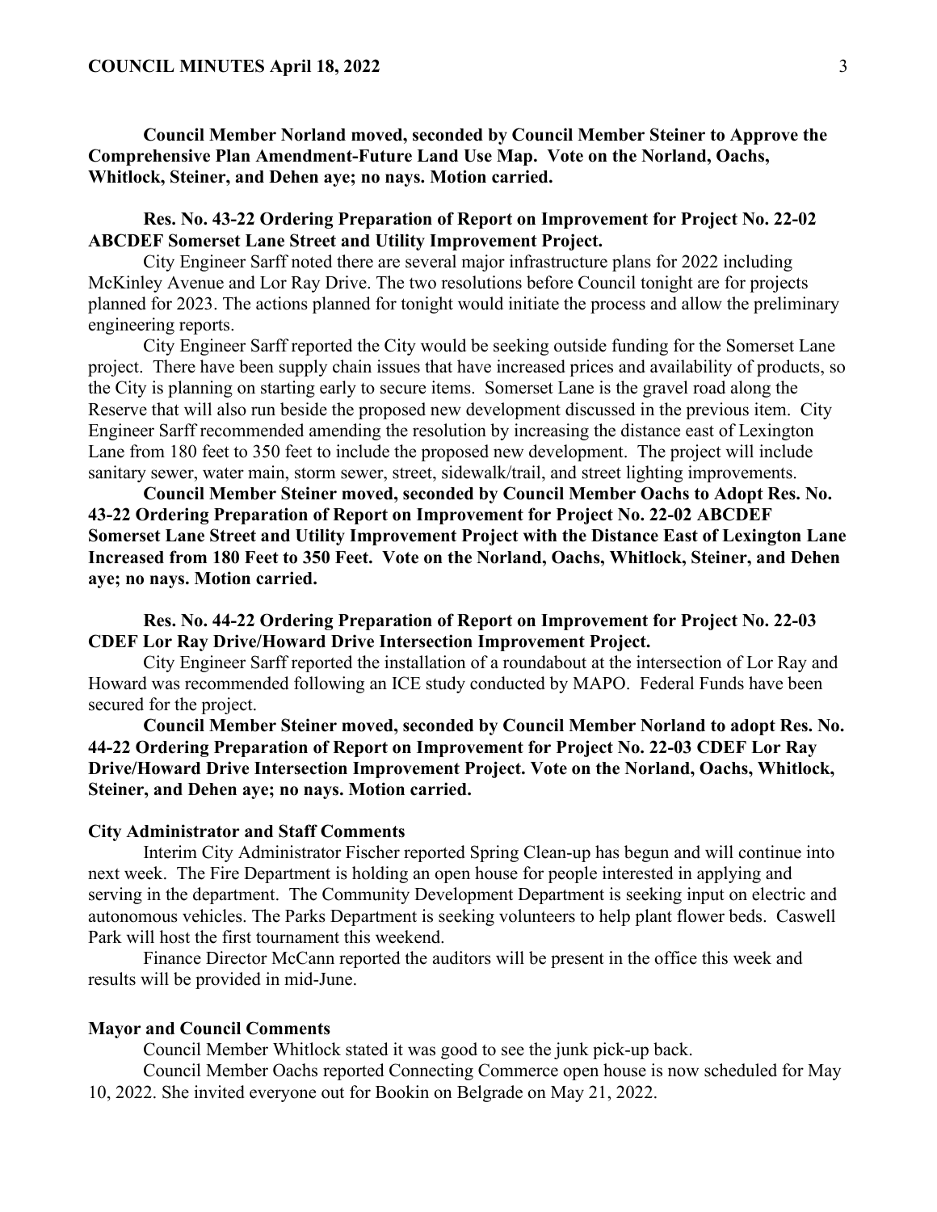**Council Member Norland moved, seconded by Council Member Steiner to Approve the Comprehensive Plan Amendment-Future Land Use Map. Vote on the Norland, Oachs, Whitlock, Steiner, and Dehen aye; no nays. Motion carried.**

**Res. No. 43-22 Ordering Preparation of Report on Improvement for Project No. 22-02 ABCDEF Somerset Lane Street and Utility Improvement Project.**

City Engineer Sarff noted there are several major infrastructure plans for 2022 including McKinley Avenue and Lor Ray Drive. The two resolutions before Council tonight are for projects planned for 2023. The actions planned for tonight would initiate the process and allow the preliminary engineering reports.

City Engineer Sarff reported the City would be seeking outside funding for the Somerset Lane project. There have been supply chain issues that have increased prices and availability of products, so the City is planning on starting early to secure items. Somerset Lane is the gravel road along the Reserve that will also run beside the proposed new development discussed in the previous item. City Engineer Sarff recommended amending the resolution by increasing the distance east of Lexington Lane from 180 feet to 350 feet to include the proposed new development. The project will include sanitary sewer, water main, storm sewer, street, sidewalk/trail, and street lighting improvements.

**Council Member Steiner moved, seconded by Council Member Oachs to Adopt Res. No. 43-22 Ordering Preparation of Report on Improvement for Project No. 22-02 ABCDEF Somerset Lane Street and Utility Improvement Project with the Distance East of Lexington Lane Increased from 180 Feet to 350 Feet. Vote on the Norland, Oachs, Whitlock, Steiner, and Dehen aye; no nays. Motion carried.**

**Res. No. 44-22 Ordering Preparation of Report on Improvement for Project No. 22-03 CDEF Lor Ray Drive/Howard Drive Intersection Improvement Project.**

City Engineer Sarff reported the installation of a roundabout at the intersection of Lor Ray and Howard was recommended following an ICE study conducted by MAPO. Federal Funds have been secured for the project.

**Council Member Steiner moved, seconded by Council Member Norland to adopt Res. No. 44-22 Ordering Preparation of Report on Improvement for Project No. 22-03 CDEF Lor Ray Drive/Howard Drive Intersection Improvement Project. Vote on the Norland, Oachs, Whitlock, Steiner, and Dehen aye; no nays. Motion carried.**

## City Administrator and Staff Comments

Interim City Administrator Fischer reported Spring Clean-up has begun and will continue into next week. The Fire Department is holding an open house for people interested in applying and serving in the department. The Community Development Department is seeking input on electric and autonomous vehicles. The Parks Department is seeking volunteers to help plant flower beds. Caswell Park will host the first tournament this weekend.

Finance Director McCann reported the auditors will be present in the office this week and results will be provided in mid-June.

## Mayor and Council Comments

Council Member Whitlock stated it was good to see the junk pick-up back.

Council Member Oachs reported Connecting Commerce open house is now scheduled for May 10, 2022. She invited everyone out for Bookin on Belgrade on May 21, 2022.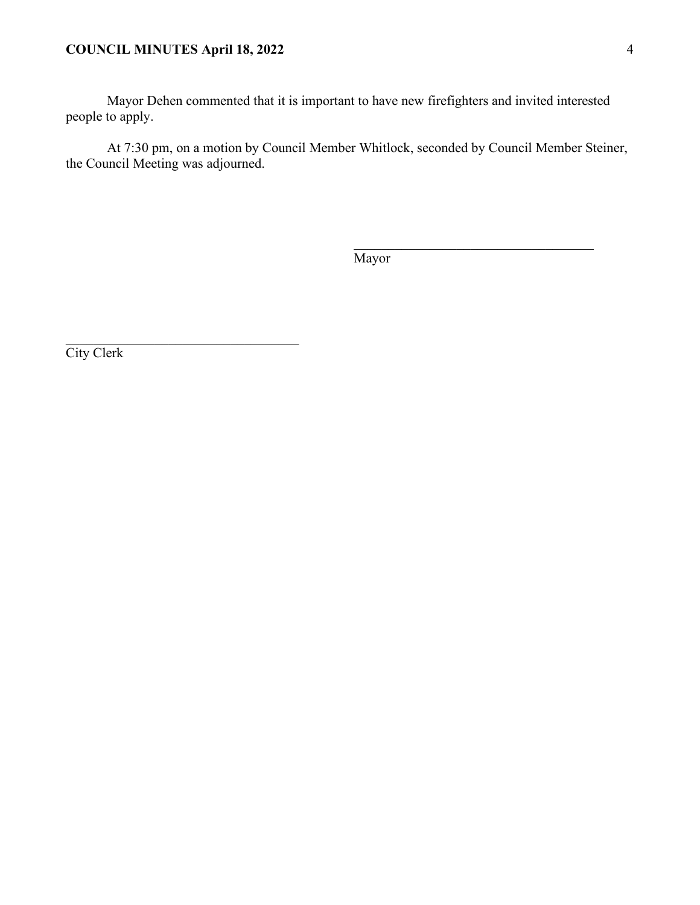Mayor Dehen commented that it is important to have new firefighters and invited interested people to apply.

At 7:30 pm, on a motion by Council Member Whitlock, seconded by Council Member Steiner, the Council Meeting was adjourned.

\_\_\_\_\_\_\_\_\_\_\_\_\_\_\_\_\_\_\_\_\_\_\_\_\_\_\_\_\_\_\_\_\_\_\_\_\_\_

Mayor

\_\_\_\_\_\_\_\_\_\_\_\_\_\_\_\_\_\_\_\_\_\_\_\_\_\_\_\_\_\_\_\_\_\_\_\_\_\_

City Clerk